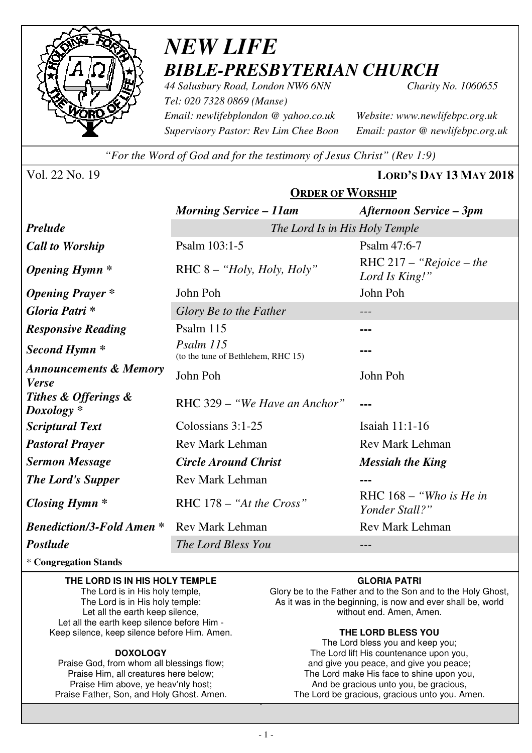# *NEW LIFE*
## *BIBLE-PRESBYTERIAN CHURCH*

*44 Salusbury Road, London NW6 6NN* *Charity No. 1060655*
*Tel: 020 7328 0869 (Manse)*
*Email: newlifebplondon @ yahoo.co.uk* *Website: www.newlifebpc.org.uk*
*Supervisory Pastor: Rev Lim Chee Boon* *Email: pastor @ newlifebpc.org.uk*

*"For the Word of God and for the testimony of Jesus Christ" (Rev 1:9)*

Vol. 22 No. 19 **LORD'S DAY 13 MAY 2018**

### ORDER OF WORSHIP

| | *Morning Service – 11am* | *Afternoon Service – 3pm* |
|---|---|---|
| ***Prelude*** | *The Lord Is in His Holy Temple* | |
| ***Call to Worship*** | Psalm 103:1-5 | Psalm 47:6-7 |
| ***Opening Hymn **** | RHC 8 – *"Holy, Holy, Holy"* | RHC 217 – *"Rejoice – the Lord Is King!"* |
| ***Opening Prayer **** | John Poh | John Poh |
| ***Gloria Patri **** | *Glory Be to the Father* | --- |
| ***Responsive Reading*** | Psalm 115 | --- |
| ***Second Hymn **** | *Psalm 115* (to the tune of Bethlehem, RHC 15) | --- |
| ***Announcements & Memory Verse*** | John Poh | John Poh |
| ***Tithes & Offerings & Doxology **** | RHC 329 – *"We Have an Anchor"* | --- |
| ***Scriptural Text*** | Colossians 3:1-25 | Isaiah 11:1-16 |
| ***Pastoral Prayer*** | Rev Mark Lehman | Rev Mark Lehman |
| ***Sermon Message*** | ***Circle Around Christ*** | ***Messiah the King*** |
| ***The Lord's Supper*** | Rev Mark Lehman | --- |
| ***Closing Hymn **** | RHC 178 – *"At the Cross"* | RHC 168 – *"Who is He in Yonder Stall?"* |
| ***Benediction/3-Fold Amen **** | Rev Mark Lehman | Rev Mark Lehman |
| ***Postlude*** | *The Lord Bless You* | --- |

\* **Congregation Stands**

**THE LORD IS IN HIS HOLY TEMPLE**
The Lord is in His holy temple,
The Lord is in His holy temple:
Let all the earth keep silence,
Let all the earth keep silence before Him -
Keep silence, keep silence before Him. Amen.

**DOXOLOGY**
Praise God, from whom all blessings flow;
Praise Him, all creatures here below;
Praise Him above, ye heav'nly host;
Praise Father, Son, and Holy Ghost. Amen.

**GLORIA PATRI**
Glory be to the Father and to the Son and to the Holy Ghost,
As it was in the beginning, is now and ever shall be, world without end. Amen, Amen.

**THE LORD BLESS YOU**
The Lord bless you and keep you;
The Lord lift His countenance upon you,
and give you peace, and give you peace;
The Lord make His face to shine upon you,
And be gracious unto you, be gracious,
The Lord be gracious, gracious unto you. Amen.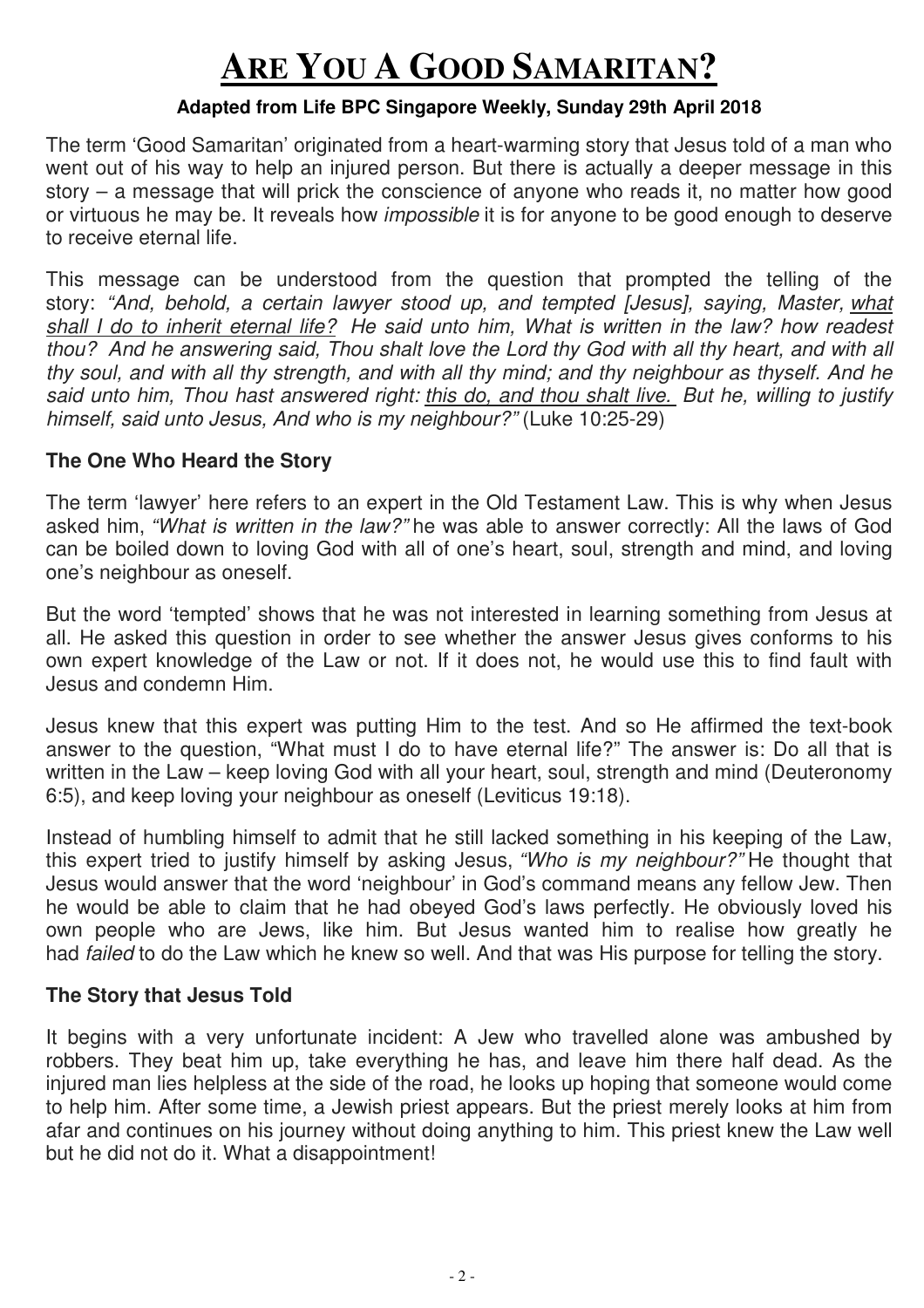# Are You A Good Samaritan?

**Adapted from Life BPC Singapore Weekly, Sunday 29th April 2018**

The term 'Good Samaritan' originated from a heart-warming story that Jesus told of a man who went out of his way to help an injured person. But there is actually a deeper message in this story – a message that will prick the conscience of anyone who reads it, no matter how good or virtuous he may be. It reveals how *impossible* it is for anyone to be good enough to deserve to receive eternal life.

This message can be understood from the question that prompted the telling of the story: *"And, behold, a certain lawyer stood up, and tempted [Jesus], saying, Master, what shall I do to inherit eternal life? He said unto him, What is written in the law? how readest thou? And he answering said, Thou shalt love the Lord thy God with all thy heart, and with all thy soul, and with all thy strength, and with all thy mind; and thy neighbour as thyself. And he said unto him, Thou hast answered right: this do, and thou shalt live. But he, willing to justify himself, said unto Jesus, And who is my neighbour?"* (Luke 10:25-29)

### The One Who Heard the Story

The term 'lawyer' here refers to an expert in the Old Testament Law. This is why when Jesus asked him, *"What is written in the law?"* he was able to answer correctly: All the laws of God can be boiled down to loving God with all of one's heart, soul, strength and mind, and loving one's neighbour as oneself.

But the word 'tempted' shows that he was not interested in learning something from Jesus at all. He asked this question in order to see whether the answer Jesus gives conforms to his own expert knowledge of the Law or not. If it does not, he would use this to find fault with Jesus and condemn Him.

Jesus knew that this expert was putting Him to the test. And so He affirmed the text-book answer to the question, "What must I do to have eternal life?" The answer is: Do all that is written in the Law – keep loving God with all your heart, soul, strength and mind (Deuteronomy 6:5), and keep loving your neighbour as oneself (Leviticus 19:18).

Instead of humbling himself to admit that he still lacked something in his keeping of the Law, this expert tried to justify himself by asking Jesus, *"Who is my neighbour?"* He thought that Jesus would answer that the word 'neighbour' in God's command means any fellow Jew. Then he would be able to claim that he had obeyed God's laws perfectly. He obviously loved his own people who are Jews, like him. But Jesus wanted him to realise how greatly he had *failed* to do the Law which he knew so well. And that was His purpose for telling the story.

### The Story that Jesus Told

It begins with a very unfortunate incident: A Jew who travelled alone was ambushed by robbers. They beat him up, take everything he has, and leave him there half dead. As the injured man lies helpless at the side of the road, he looks up hoping that someone would come to help him. After some time, a Jewish priest appears. But the priest merely looks at him from afar and continues on his journey without doing anything to him. This priest knew the Law well but he did not do it. What a disappointment!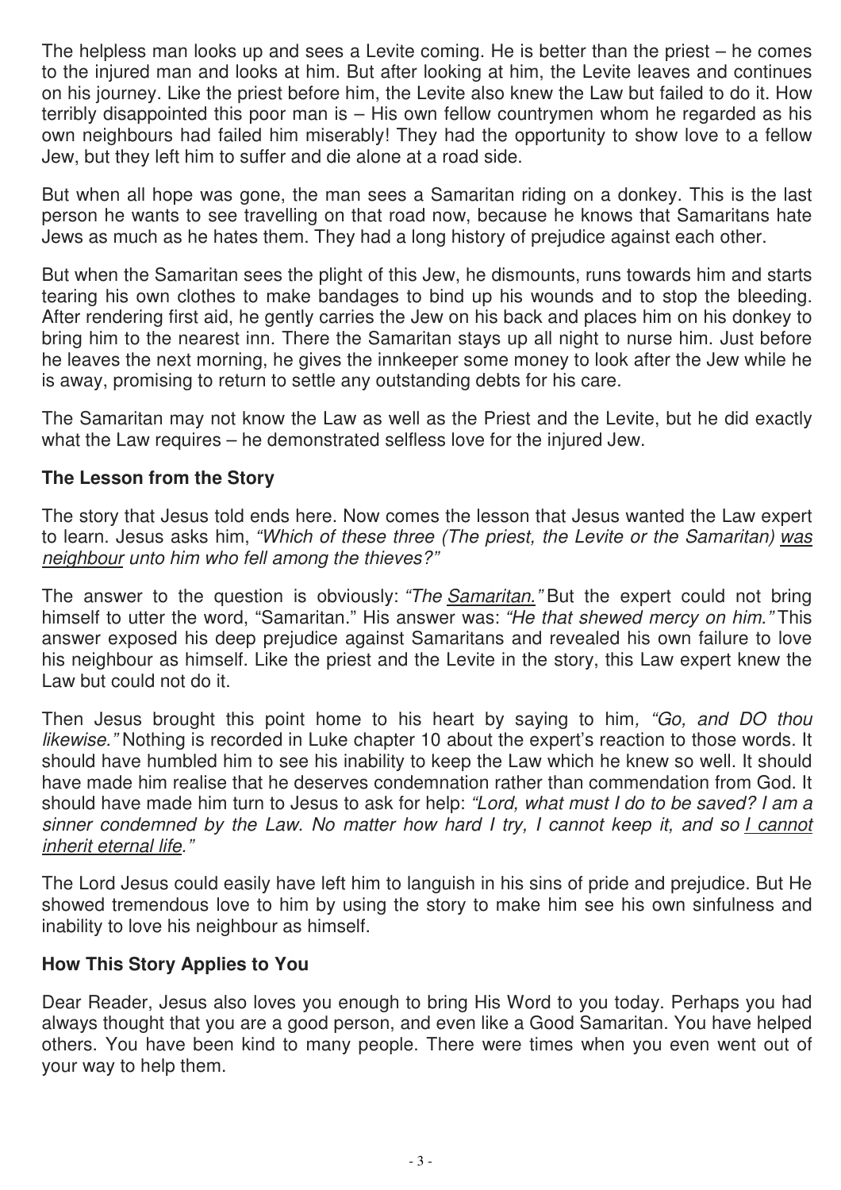The helpless man looks up and sees a Levite coming. He is better than the priest – he comes to the injured man and looks at him. But after looking at him, the Levite leaves and continues on his journey. Like the priest before him, the Levite also knew the Law but failed to do it. How terribly disappointed this poor man is – His own fellow countrymen whom he regarded as his own neighbours had failed him miserably! They had the opportunity to show love to a fellow Jew, but they left him to suffer and die alone at a road side.

But when all hope was gone, the man sees a Samaritan riding on a donkey. This is the last person he wants to see travelling on that road now, because he knows that Samaritans hate Jews as much as he hates them. They had a long history of prejudice against each other.

But when the Samaritan sees the plight of this Jew, he dismounts, runs towards him and starts tearing his own clothes to make bandages to bind up his wounds and to stop the bleeding. After rendering first aid, he gently carries the Jew on his back and places him on his donkey to bring him to the nearest inn. There the Samaritan stays up all night to nurse him. Just before he leaves the next morning, he gives the innkeeper some money to look after the Jew while he is away, promising to return to settle any outstanding debts for his care.

The Samaritan may not know the Law as well as the Priest and the Levite, but he did exactly what the Law requires – he demonstrated selfless love for the injured Jew.

**The Lesson from the Story**

The story that Jesus told ends here. Now comes the lesson that Jesus wanted the Law expert to learn. Jesus asks him, *"Which of these three (The priest, the Levite or the Samaritan) <u>was neighbour</u> unto him who fell among the thieves?"*

The answer to the question is obviously: *"The <u>Samaritan.</u>"* But the expert could not bring himself to utter the word, "Samaritan." His answer was: *"He that shewed mercy on him."* This answer exposed his deep prejudice against Samaritans and revealed his own failure to love his neighbour as himself. Like the priest and the Levite in the story, this Law expert knew the Law but could not do it.

Then Jesus brought this point home to his heart by saying to him, *"Go, and DO thou likewise."* Nothing is recorded in Luke chapter 10 about the expert's reaction to those words. It should have humbled him to see his inability to keep the Law which he knew so well. It should have made him realise that he deserves condemnation rather than commendation from God. It should have made him turn to Jesus to ask for help: *"Lord, what must I do to be saved? I am a sinner condemned by the Law. No matter how hard I try, I cannot keep it, and so <u>I cannot inherit eternal life</u>."*

The Lord Jesus could easily have left him to languish in his sins of pride and prejudice. But He showed tremendous love to him by using the story to make him see his own sinfulness and inability to love his neighbour as himself.

**How This Story Applies to You**

Dear Reader, Jesus also loves you enough to bring His Word to you today. Perhaps you had always thought that you are a good person, and even like a Good Samaritan. You have helped others. You have been kind to many people. There were times when you even went out of your way to help them.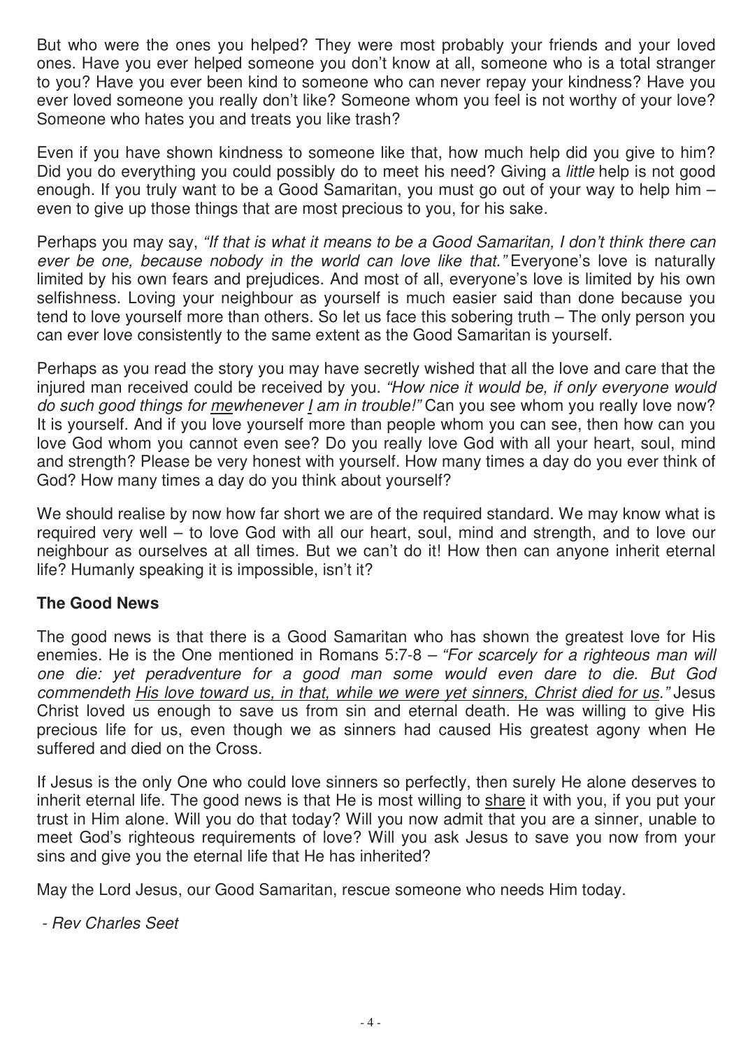But who were the ones you helped? They were most probably your friends and your loved ones. Have you ever helped someone you don't know at all, someone who is a total stranger to you? Have you ever been kind to someone who can never repay your kindness? Have you ever loved someone you really don't like? Someone whom you feel is not worthy of your love? Someone who hates you and treats you like trash?

Even if you have shown kindness to someone like that, how much help did you give to him? Did you do everything you could possibly do to meet his need? Giving a *little* help is not good enough. If you truly want to be a Good Samaritan, you must go out of your way to help him – even to give up those things that are most precious to you, for his sake.

Perhaps you may say, *"If that is what it means to be a Good Samaritan, I don't think there can ever be one, because nobody in the world can love like that."* Everyone's love is naturally limited by his own fears and prejudices. And most of all, everyone's love is limited by his own selfishness. Loving your neighbour as yourself is much easier said than done because you tend to love yourself more than others. So let us face this sobering truth – The only person you can ever love consistently to the same extent as the Good Samaritan is yourself.

Perhaps as you read the story you may have secretly wished that all the love and care that the injured man received could be received by you. *"How nice it would be, if only everyone would do such good things for <u>me</u>whenever <u>I</u> am in trouble!"* Can you see whom you really love now? It is yourself. And if you love yourself more than people whom you can see, then how can you love God whom you cannot even see? Do you really love God with all your heart, soul, mind and strength? Please be very honest with yourself. How many times a day do you ever think of God? How many times a day do you think about yourself?

We should realise by now how far short we are of the required standard. We may know what is required very well – to love God with all our heart, soul, mind and strength, and to love our neighbour as ourselves at all times. But we can't do it! How then can anyone inherit eternal life? Humanly speaking it is impossible, isn't it?

**The Good News**

The good news is that there is a Good Samaritan who has shown the greatest love for His enemies. He is the One mentioned in Romans 5:7-8 – *"For scarcely for a righteous man will one die: yet peradventure for a good man some would even dare to die. But God commendeth <u>His love toward us, in that, while we were yet sinners, Christ died for us</u>."* Jesus Christ loved us enough to save us from sin and eternal death. He was willing to give His precious life for us, even though we as sinners had caused His greatest agony when He suffered and died on the Cross.

If Jesus is the only One who could love sinners so perfectly, then surely He alone deserves to inherit eternal life. The good news is that He is most willing to <u>share</u> it with you, if you put your trust in Him alone. Will you do that today? Will you now admit that you are a sinner, unable to meet God's righteous requirements of love? Will you ask Jesus to save you now from your sins and give you the eternal life that He has inherited?

May the Lord Jesus, our Good Samaritan, rescue someone who needs Him today.

*- Rev Charles Seet*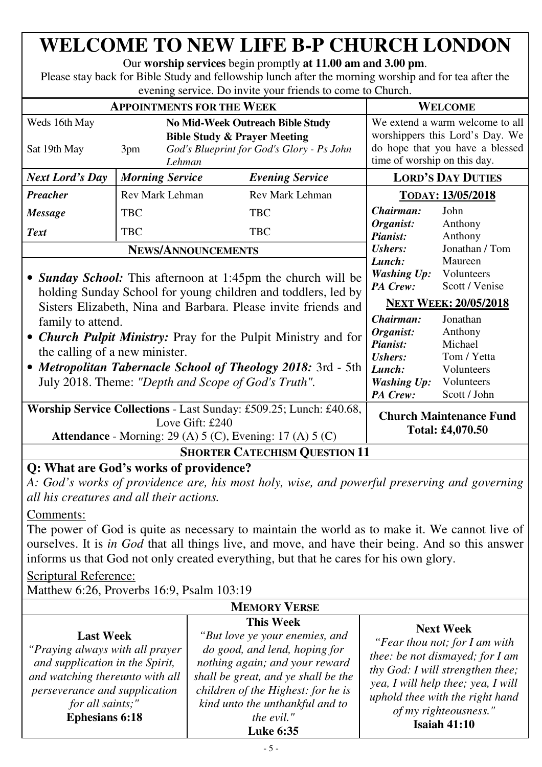# WELCOME TO NEW LIFE B-P CHURCH LONDON

Our **worship services** begin promptly **at 11.00 am and 3.00 pm**.
Please stay back for Bible Study and fellowship lunch after the morning worship and for tea after the evening service. Do invite your friends to come to Church.

## APPOINTMENTS FOR THE WEEK

| | | |
|---|---|---|
| Weds 16th May | | **No Mid-Week Outreach Bible Study** |
| Sat 19th May | 3pm | **Bible Study & Prayer Meeting** *God's Blueprint for God's Glory - Ps John Lehman* |

| *Next Lord's Day* | *Morning Service* | *Evening Service* |
|---|---|---|
| ***Preacher*** | Rev Mark Lehman | Rev Mark Lehman |
| ***Message*** | TBC | TBC |
| ***Text*** | TBC | TBC |

## WELCOME

We extend a warm welcome to all worshippers this Lord's Day. We do hope that you have a blessed time of worship on this day.

## LORD'S DAY DUTIES

**TODAY: 13/05/2018**

| | |
|---|---|
| ***Chairman:*** | John |
| ***Organist:*** | Anthony |
| ***Pianist:*** | Anthony |
| ***Ushers:*** | Jonathan / Tom |
| ***Lunch:*** | Maureen |
| ***Washing Up:*** | Volunteers |
| ***PA Crew:*** | Scott / Venise |

**NEXT WEEK: 20/05/2018**

| | |
|---|---|
| ***Chairman:*** | Jonathan |
| ***Organist:*** | Anthony |
| ***Pianist:*** | Michael |
| ***Ushers:*** | Tom / Yetta |
| ***Lunch:*** | Volunteers |
| ***Washing Up:*** | Volunteers |
| ***PA Crew:*** | Scott / John |

## NEWS/ANNOUNCEMENTS

- ***Sunday School:*** This afternoon at 1:45pm the church will be holding Sunday School for young children and toddlers, led by Sisters Elizabeth, Nina and Barbara. Please invite friends and family to attend.
- ***Church Pulpit Ministry:*** Pray for the Pulpit Ministry and for the calling of a new minister.
- ***Metropolitan Tabernacle School of Theology 2018:*** 3rd - 5th July 2018. Theme: *"Depth and Scope of God's Truth"*.

**Worship Service Collections** - Last Sunday: £509.25; Lunch: £40.68, Love Gift: £240
**Attendance** - Morning: 29 (A) 5 (C), Evening: 17 (A) 5 (C)

**Church Maintenance Fund**
**Total: £4,070.50**

## SHORTER CATECHISM QUESTION 11

**Q: What are God's works of providence?**

*A: God's works of providence are, his most holy, wise, and powerful preserving and governing all his creatures and all their actions.*

Comments:

The power of God is quite as necessary to maintain the world as to make it. We cannot live of ourselves. It is *in God* that all things live, and move, and have their being. And so this answer informs us that God not only created everything, but that he cares for his own glory.

Scriptural Reference:

Matthew 6:26, Proverbs 16:9, Psalm 103:19

## MEMORY VERSE

**Last Week**

*"Praying always with all prayer and supplication in the Spirit, and watching thereunto with all perseverance and supplication for all saints;"*
**Ephesians 6:18**

**This Week**

*"But love ye your enemies, and do good, and lend, hoping for nothing again; and your reward shall be great, and ye shall be the children of the Highest: for he is kind unto the unthankful and to the evil."*
**Luke 6:35**

**Next Week**

*"Fear thou not; for I am with thee: be not dismayed; for I am thy God: I will strengthen thee; yea, I will help thee; yea, I will uphold thee with the right hand of my righteousness."*
**Isaiah 41:10**